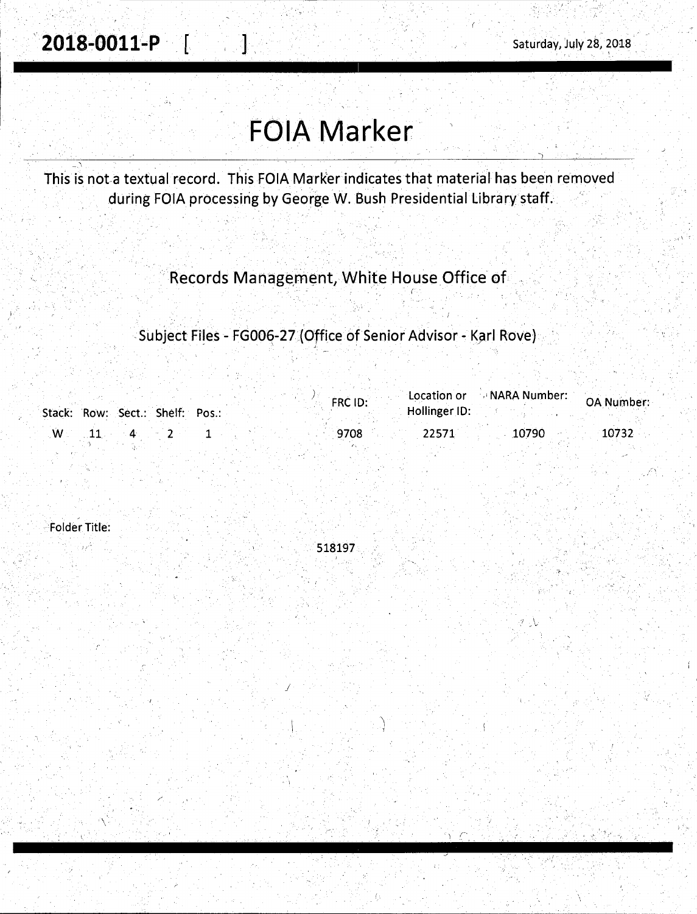**2018-0011-P [ ]** Saturday, July 28, 2018

# FOIA Marker

This is not a textual record. This FOIA Marker indicates that material has been removed during FOIA processing by George W. Bush Presidential Library staff.

Records Management, White House Office of

Subject Files - FG006-27 (Office of Senior Advisor - Karl Rove)

| Stack: | Row: | Sect.: | Shelf: | Pos.: | FRC ID: | Location or Hollinger ID: | NARA Number: | OA Number: |
|---|---|---|---|---|---|---|---|---|
| W | 11 | 4 | 2 | 1 | 9708 | 22571 | 10790 | 10732 |

Folder Title:

518197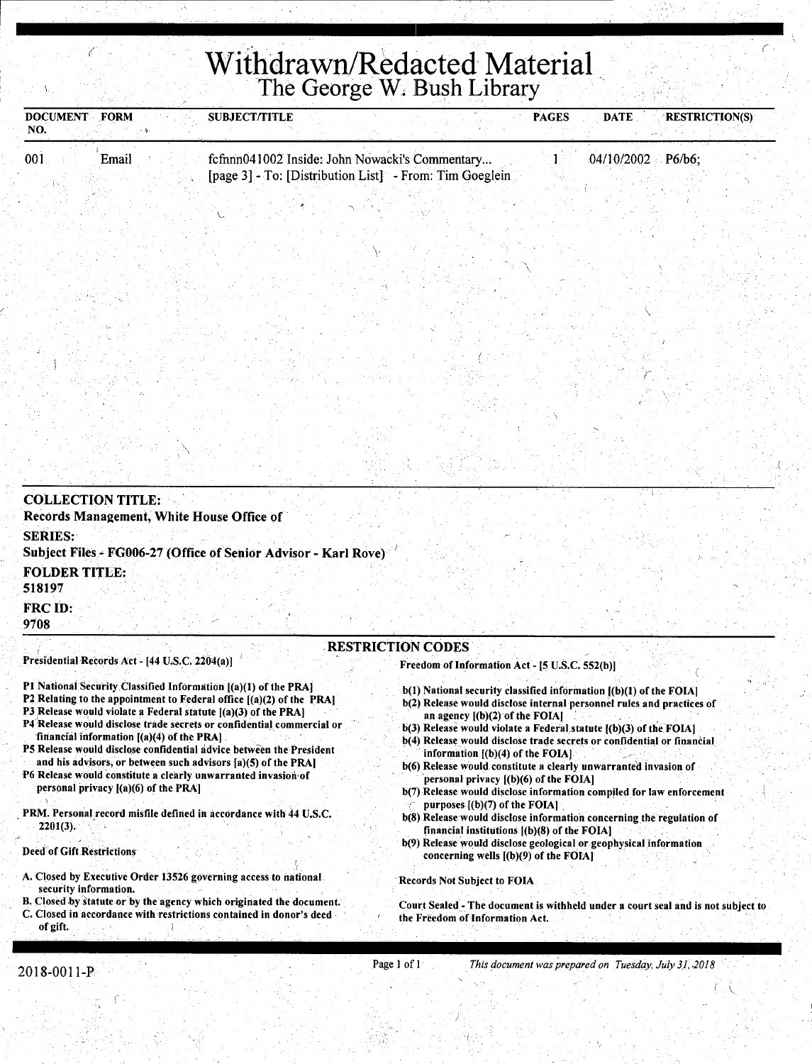# Withdrawn/Redacted Material

## The George W. Bush Library

| DOCUMENT NO. | FORM | SUBJECT/TITLE | PAGES | DATE | RESTRICTION(S) |
|---|---|---|---|---|---|
| 001 | Email | fcfnnn041002 Inside: John Nowacki's Commentary... [page 3] - To: [Distribution List] - From: Tim Goeglein | 1 | 04/10/2002 | P6/b6; |

**COLLECTION TITLE:**
Records Management, White House Office of

**SERIES:**
Subject Files - FG006-27 (Office of Senior Advisor - Karl Rove)

**FOLDER TITLE:**
518197

**FRC ID:**
9708

### RESTRICTION CODES

**Presidential Records Act - [44 U.S.C. 2204(a)]**

- P1 National Security Classified Information [(a)(1) of the PRA]
- P2 Relating to the appointment to Federal office [(a)(2) of the PRA]
- P3 Release would violate a Federal statute [(a)(3) of the PRA]
- P4 Release would disclose trade secrets or confidential commercial or financial information [(a)(4) of the PRA]
- P5 Release would disclose confidential advice between the President and his advisors, or between such advisors [a)(5) of the PRA]
- P6 Release would constitute a clearly unwarranted invasion of personal privacy [(a)(6) of the PRA]

PRM. Personal record misfile defined in accordance with 44 U.S.C. 2201(3).

**Deed of Gift Restrictions**

- A. Closed by Executive Order 13526 governing access to national security information.
- B. Closed by statute or by the agency which originated the document.
- C. Closed in accordance with restrictions contained in donor's deed of gift.

**Freedom of Information Act - [5 U.S.C. 552(b)]**

- b(1) National security classified information [(b)(1) of the FOIA]
- b(2) Release would disclose internal personnel rules and practices of an agency [(b)(2) of the FOIA]
- b(3) Release would violate a Federal statute [(b)(3) of the FOIA]
- b(4) Release would disclose trade secrets or confidential or financial information [(b)(4) of the FOIA]
- b(6) Release would constitute a clearly unwarranted invasion of personal privacy [(b)(6) of the FOIA]
- b(7) Release would disclose information compiled for law enforcement purposes [(b)(7) of the FOIA]
- b(8) Release would disclose information concerning the regulation of financial institutions [(b)(8) of the FOIA]
- b(9) Release would disclose geological or geophysical information concerning wells [(b)(9) of the FOIA]

**Records Not Subject to FOIA**

Court Sealed - The document is withheld under a court seal and is not subject to the Freedom of Information Act.

2018-0011-P

*This document was prepared on Tuesday, July 31, 2018*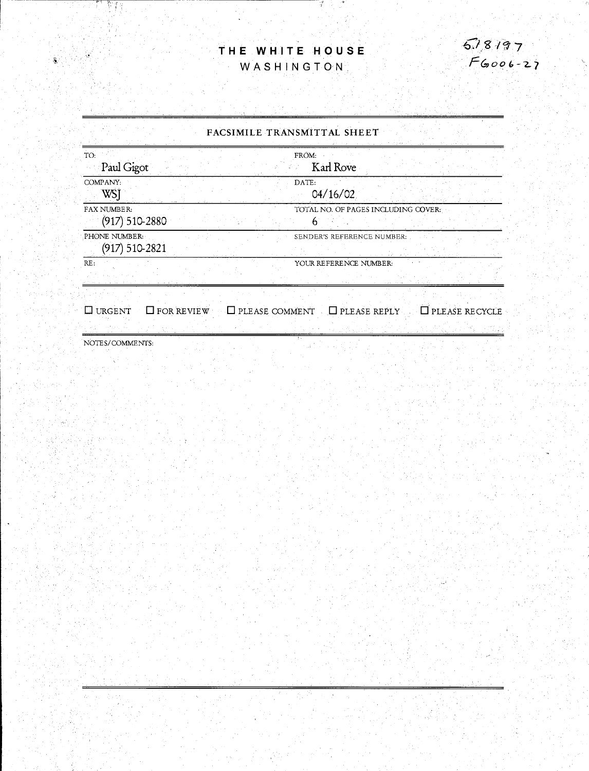# THE WHITE HOUSE

WASHINGTON

518197
FG006-27

## FACSIMILE TRANSMITTAL SHEET

| | |
|---|---|
| TO:<br>Paul Gigot | FROM:<br>Karl Rove |
| COMPANY:<br>WSJ | DATE:<br>04/16/02 |
| FAX NUMBER:<br>(917) 510-2880 | TOTAL NO. OF PAGES INCLUDING COVER:<br>6 |
| PHONE NUMBER:<br>(917) 510-2821 | SENDER'S REFERENCE NUMBER: |
| RE: | YOUR REFERENCE NUMBER: |

☐ URGENT ☐ FOR REVIEW ☐ PLEASE COMMENT ☐ PLEASE REPLY ☐ PLEASE RECYCLE

NOTES/COMMENTS: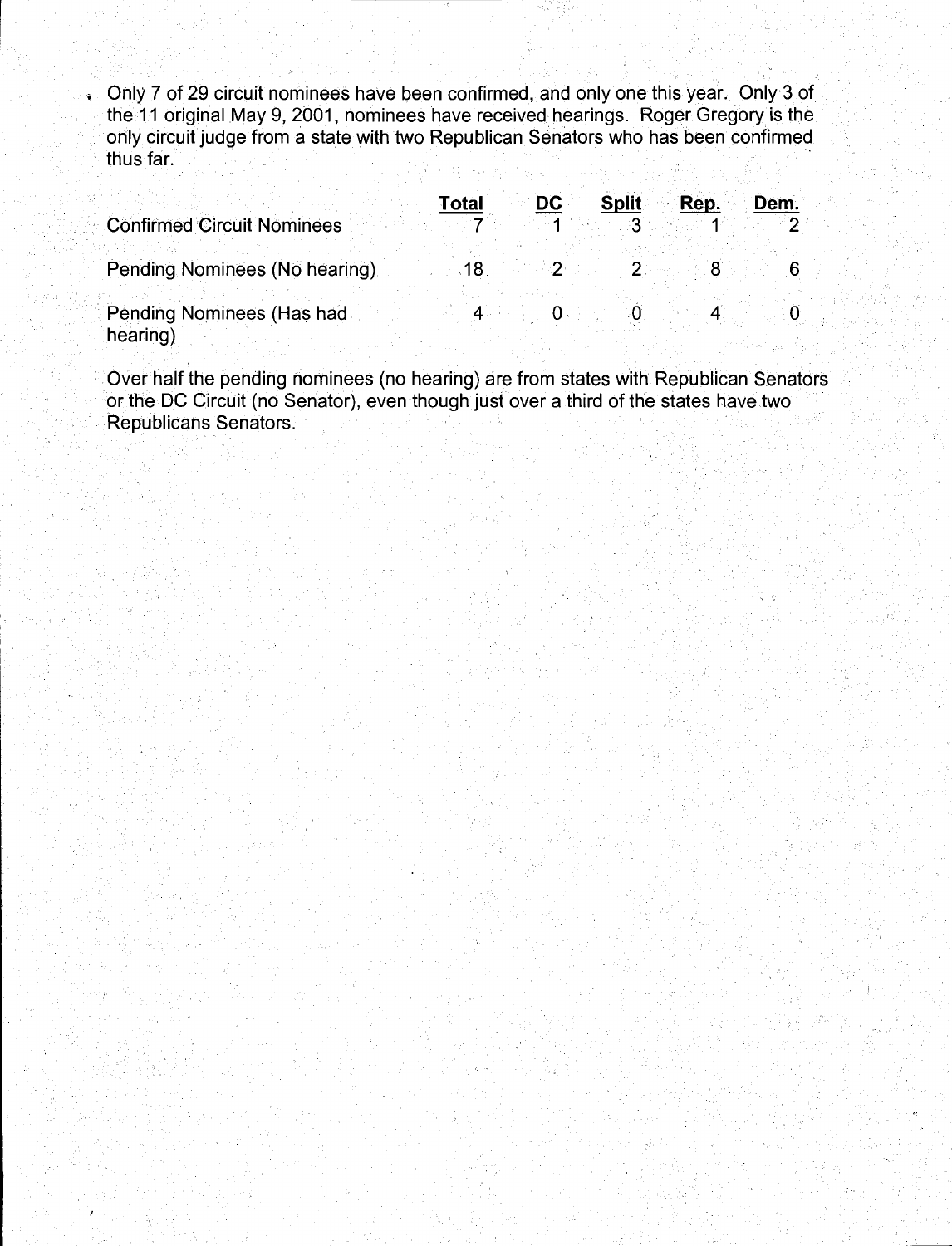- Only 7 of 29 circuit nominees have been confirmed, and only one this year. Only 3 of the 11 original May 9, 2001, nominees have received hearings. Roger Gregory is the only circuit judge from a state with two Republican Senators who has been confirmed thus far.

| | Total | DC | Split | Rep. | Dem. |
|---|---|---|---|---|---|
| Confirmed Circuit Nominees | 7 | 1 | 3 | 1 | 2 |
| Pending Nominees (No hearing) | 18 | 2 | 2 | 8 | 6 |
| Pending Nominees (Has had hearing) | 4 | 0 | 0 | 4 | 0 |

Over half the pending nominees (no hearing) are from states with Republican Senators or the DC Circuit (no Senator), even though just over a third of the states have two Republicans Senators.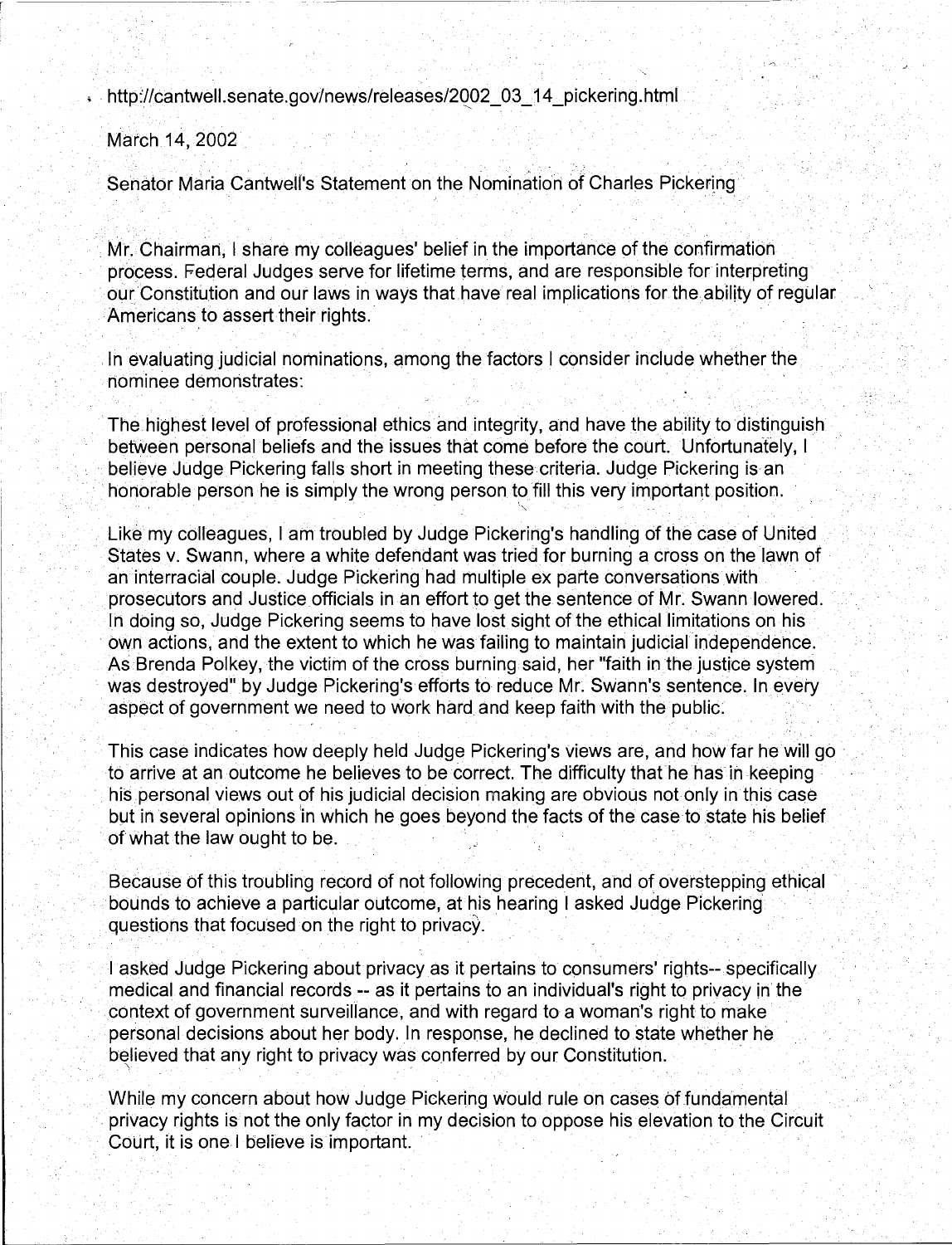http://cantwell.senate.gov/news/releases/2002_03_14_pickering.html

March 14, 2002

Senator Maria Cantwell's Statement on the Nomination of Charles Pickering

Mr. Chairman, I share my colleagues' belief in the importance of the confirmation process. Federal Judges serve for lifetime terms, and are responsible for interpreting our Constitution and our laws in ways that have real implications for the ability of regular Americans to assert their rights.

In evaluating judicial nominations, among the factors I consider include whether the nominee demonstrates:

The highest level of professional ethics and integrity, and have the ability to distinguish between personal beliefs and the issues that come before the court. Unfortunately, I believe Judge Pickering falls short in meeting these criteria. Judge Pickering is an honorable person he is simply the wrong person to fill this very important position.

Like my colleagues, I am troubled by Judge Pickering's handling of the case of United States v. Swann, where a white defendant was tried for burning a cross on the lawn of an interracial couple. Judge Pickering had multiple ex parte conversations with prosecutors and Justice officials in an effort to get the sentence of Mr. Swann lowered. In doing so, Judge Pickering seems to have lost sight of the ethical limitations on his own actions, and the extent to which he was failing to maintain judicial independence. As Brenda Polkey, the victim of the cross burning said, her "faith in the justice system was destroyed" by Judge Pickering's efforts to reduce Mr. Swann's sentence. In every aspect of government we need to work hard and keep faith with the public.

This case indicates how deeply held Judge Pickering's views are, and how far he will go to arrive at an outcome he believes to be correct. The difficulty that he has in keeping his personal views out of his judicial decision making are obvious not only in this case but in several opinions in which he goes beyond the facts of the case to state his belief of what the law ought to be.

Because of this troubling record of not following precedent, and of overstepping ethical bounds to achieve a particular outcome, at his hearing I asked Judge Pickering questions that focused on the right to privacy.

I asked Judge Pickering about privacy as it pertains to consumers' rights-- specifically medical and financial records -- as it pertains to an individual's right to privacy in the context of government surveillance, and with regard to a woman's right to make personal decisions about her body. In response, he declined to state whether he believed that any right to privacy was conferred by our Constitution.

While my concern about how Judge Pickering would rule on cases of fundamental privacy rights is not the only factor in my decision to oppose his elevation to the Circuit Court, it is one I believe is important.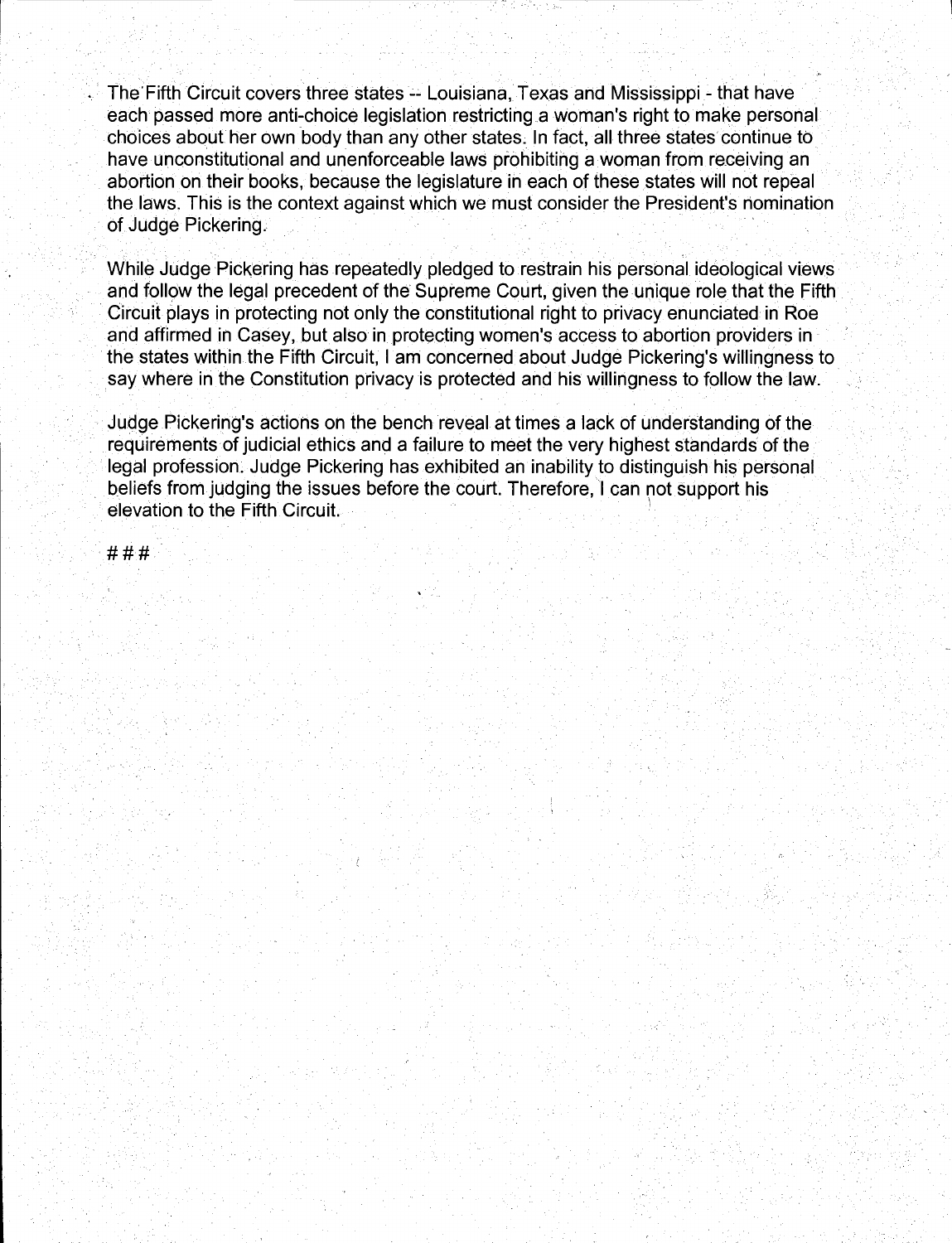The Fifth Circuit covers three states -- Louisiana, Texas and Mississippi - that have each passed more anti-choice legislation restricting a woman's right to make personal choices about her own body than any other states. In fact, all three states continue to have unconstitutional and unenforceable laws prohibiting a woman from receiving an abortion on their books, because the legislature in each of these states will not repeal the laws. This is the context against which we must consider the President's nomination of Judge Pickering.

While Judge Pickering has repeatedly pledged to restrain his personal ideological views and follow the legal precedent of the Supreme Court, given the unique role that the Fifth Circuit plays in protecting not only the constitutional right to privacy enunciated in Roe and affirmed in Casey, but also in protecting women's access to abortion providers in the states within the Fifth Circuit, I am concerned about Judge Pickering's willingness to say where in the Constitution privacy is protected and his willingness to follow the law.

Judge Pickering's actions on the bench reveal at times a lack of understanding of the requirements of judicial ethics and a failure to meet the very highest standards of the legal profession. Judge Pickering has exhibited an inability to distinguish his personal beliefs from judging the issues before the court. Therefore, I can not support his elevation to the Fifth Circuit.

# # #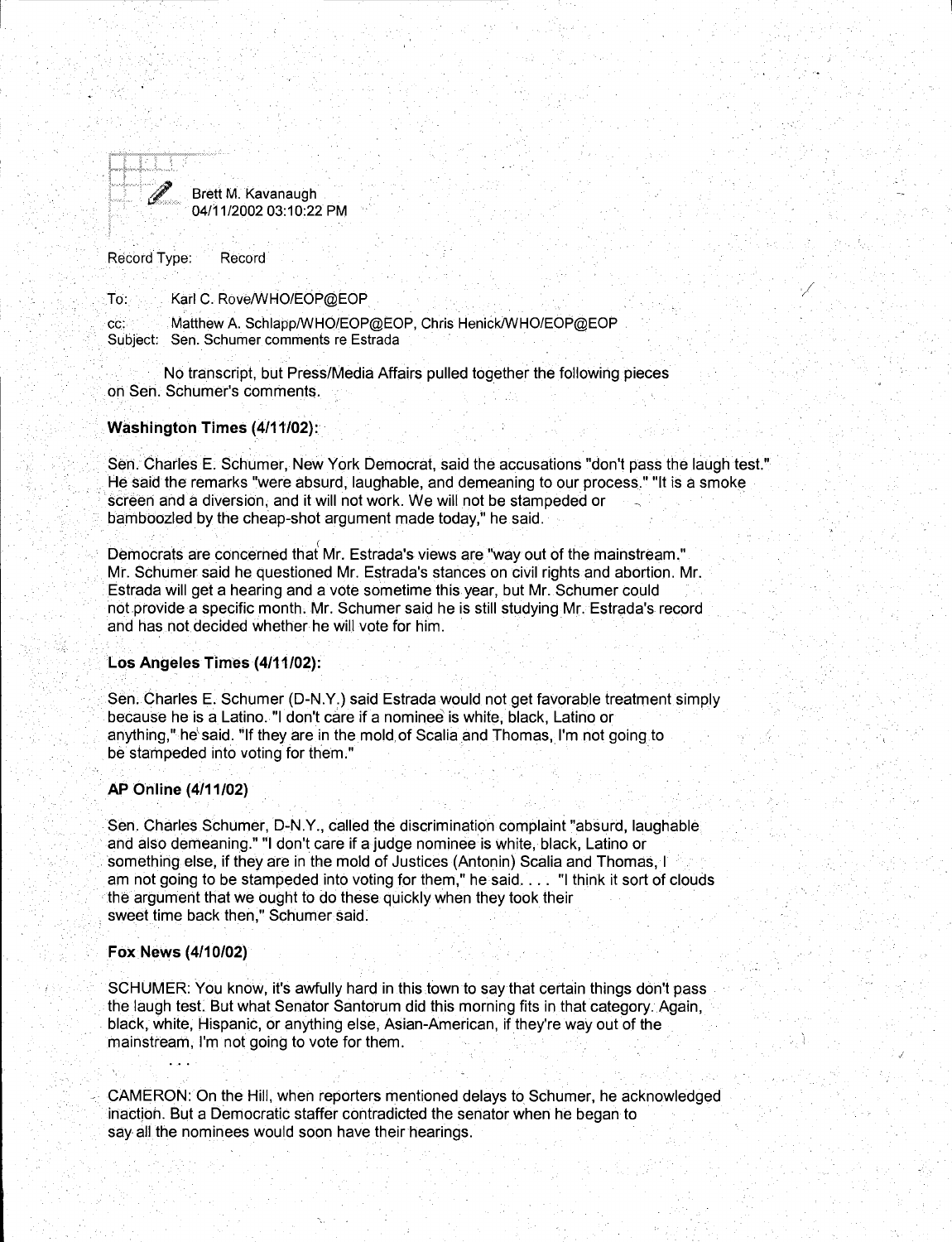Brett M. Kavanaugh
04/11/2002 03:10:22 PM

Record Type: Record

To: Karl C. Rove/WHO/EOP@EOP

cc: Matthew A. Schlapp/WHO/EOP@EOP, Chris Henick/WHO/EOP@EOP
Subject: Sen. Schumer comments re Estrada

No transcript, but Press/Media Affairs pulled together the following pieces on Sen. Schumer's comments.

**Washington Times (4/11/02):**

Sen. Charles E. Schumer, New York Democrat, said the accusations "don't pass the laugh test." He said the remarks "were absurd, laughable, and demeaning to our process." "It is a smoke screen and a diversion, and it will not work. We will not be stampeded or bamboozled by the cheap-shot argument made today," he said.

Democrats are concerned that Mr. Estrada's views are "way out of the mainstream." Mr. Schumer said he questioned Mr. Estrada's stances on civil rights and abortion. Mr. Estrada will get a hearing and a vote sometime this year, but Mr. Schumer could not provide a specific month. Mr. Schumer said he is still studying Mr. Estrada's record and has not decided whether he will vote for him.

**Los Angeles Times (4/11/02):**

Sen. Charles E. Schumer (D-N.Y.) said Estrada would not get favorable treatment simply because he is a Latino. "I don't care if a nominee is white, black, Latino or anything," he said. "If they are in the mold of Scalia and Thomas, I'm not going to be stampeded into voting for them."

**AP Online (4/11/02)**

Sen. Charles Schumer, D-N.Y., called the discrimination complaint "absurd, laughable and also demeaning." "I don't care if a judge nominee is white, black, Latino or something else, if they are in the mold of Justices (Antonin) Scalia and Thomas, I am not going to be stampeded into voting for them," he said. . . . "I think it sort of clouds the argument that we ought to do these quickly when they took their sweet time back then," Schumer said.

**Fox News (4/10/02)**

SCHUMER: You know, it's awfully hard in this town to say that certain things don't pass the laugh test. But what Senator Santorum did this morning fits in that category. Again, black, white, Hispanic, or anything else, Asian-American, if they're way out of the mainstream, I'm not going to vote for them.

. . .

CAMERON: On the Hill, when reporters mentioned delays to Schumer, he acknowledged inaction. But a Democratic staffer contradicted the senator when he began to say all the nominees would soon have their hearings.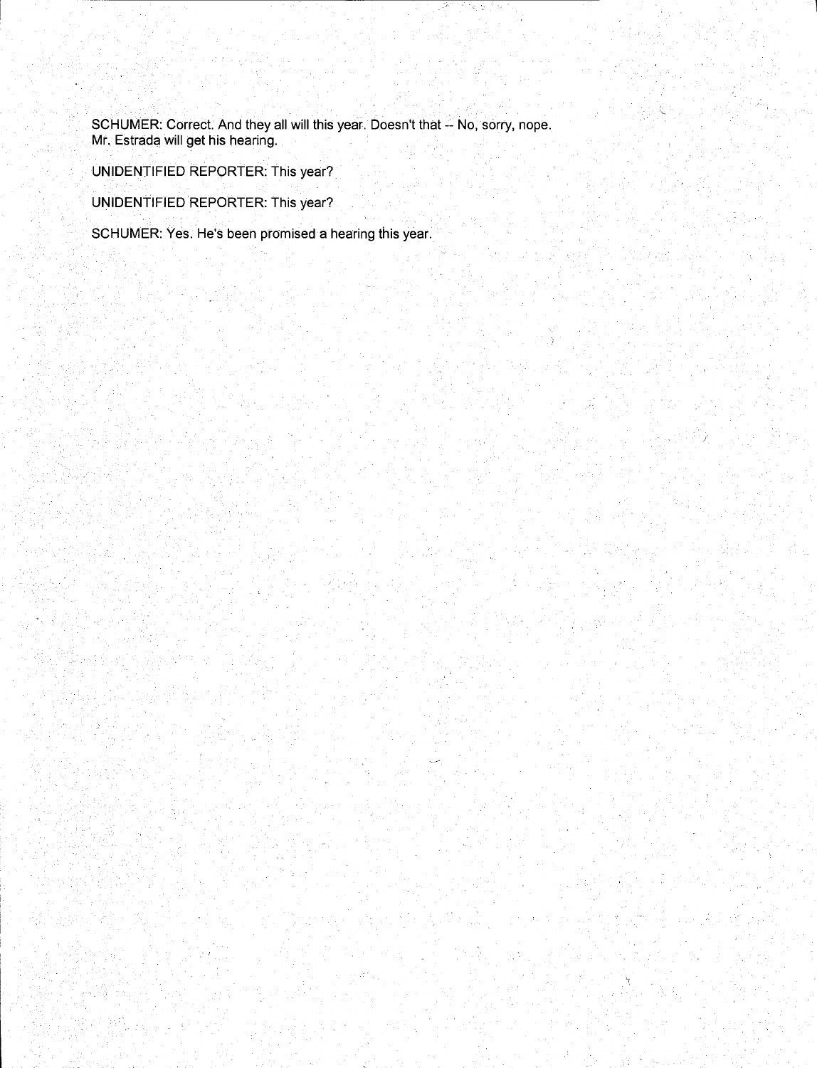SCHUMER: Correct. And they all will this year. Doesn't that -- No, sorry, nope. Mr. Estrada will get his hearing.

UNIDENTIFIED REPORTER: This year?

UNIDENTIFIED REPORTER: This year?

SCHUMER: Yes. He's been promised a hearing this year.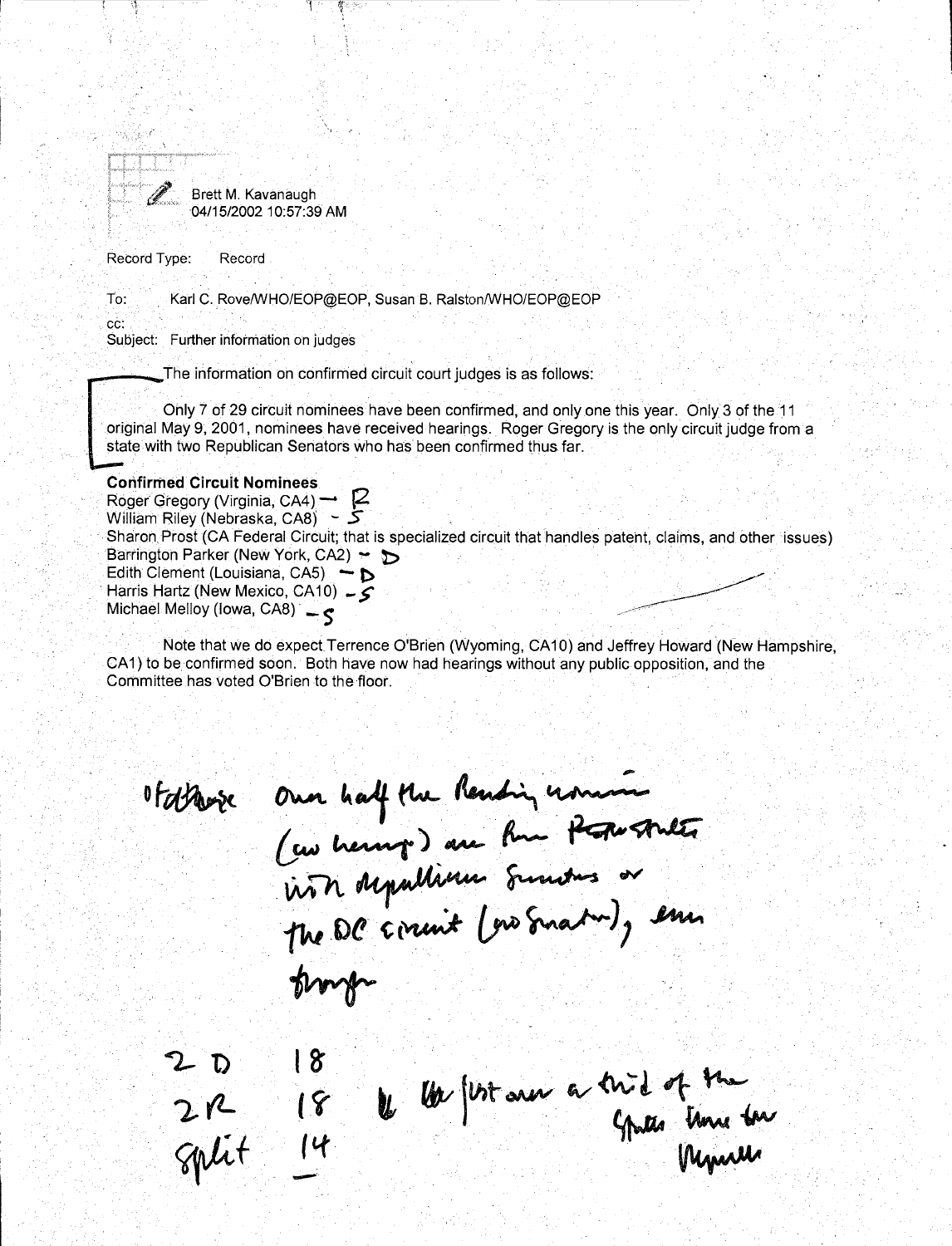Brett M. Kavanaugh
04/15/2002 10:57:39 AM

Record Type: Record

To: Karl C. Rove/WHO/EOP@EOP, Susan B. Ralston/WHO/EOP@EOP

cc:

Subject: Further information on judges

The information on confirmed circuit court judges is as follows:

Only 7 of 29 circuit nominees have been confirmed, and only one this year. Only 3 of the 11 original May 9, 2001, nominees have received hearings. Roger Gregory is the only circuit judge from a state with two Republican Senators who has been confirmed thus far.

**Confirmed Circuit Nominees**

Roger Gregory (Virginia, CA4) — R
William Riley (Nebraska, CA8) — S
Sharon Prost (CA Federal Circuit; that is specialized circuit that handles patent, claims, and other issues)
Barrington Parker (New York, CA2) — D
Edith Clement (Louisiana, CA5) — D
Harris Hartz (New Mexico, CA10) — S
Michael Melloy (Iowa, CA8) — S

Note that we do expect Terrence O'Brien (Wyoming, CA10) and Jeffrey Howard (New Hampshire, CA1) to be confirmed soon. Both have now had hearings without any public opposition, and the Committee has voted O'Brien to the floor.

Of those Over half the Pending nominees (no hearings) are from States with Republican Senators or the DC circuit (no Senators), even though

2 D 18
2 R 18 & the just over a third of the
Split 14 Splits there too Republic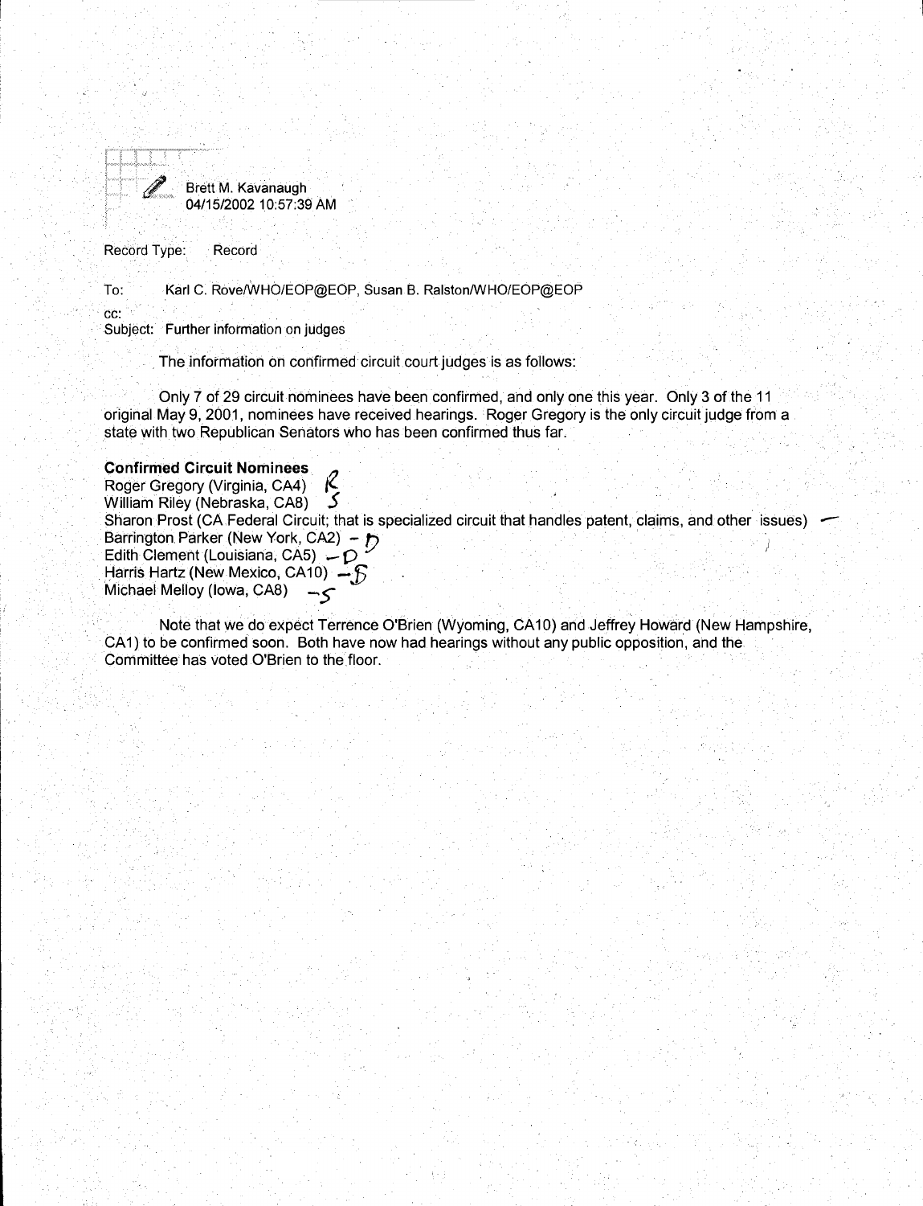Brett M. Kavanaugh
04/15/2002 10:57:39 AM

Record Type: Record

To: Karl C. Rove/WHO/EOP@EOP, Susan B. Ralston/WHO/EOP@EOP

cc:

Subject: Further information on judges

The information on confirmed circuit court judges is as follows:

Only 7 of 29 circuit nominees have been confirmed, and only one this year. Only 3 of the 11 original May 9, 2001, nominees have received hearings. Roger Gregory is the only circuit judge from a state with two Republican Senators who has been confirmed thus far.

**Confirmed Circuit Nominees**

Roger Gregory (Virginia, CA4) R
William Riley (Nebraska, CA8) S
Sharon Prost (CA Federal Circuit; that is specialized circuit that handles patent, claims, and other issues) –
Barrington Parker (New York, CA2) – D
Edith Clement (Louisiana, CA5) – D
Harris Hartz (New Mexico, CA10) – S
Michael Melloy (Iowa, CA8) – S

Note that we do expect Terrence O'Brien (Wyoming, CA10) and Jeffrey Howard (New Hampshire, CA1) to be confirmed soon. Both have now had hearings without any public opposition, and the Committee has voted O'Brien to the floor.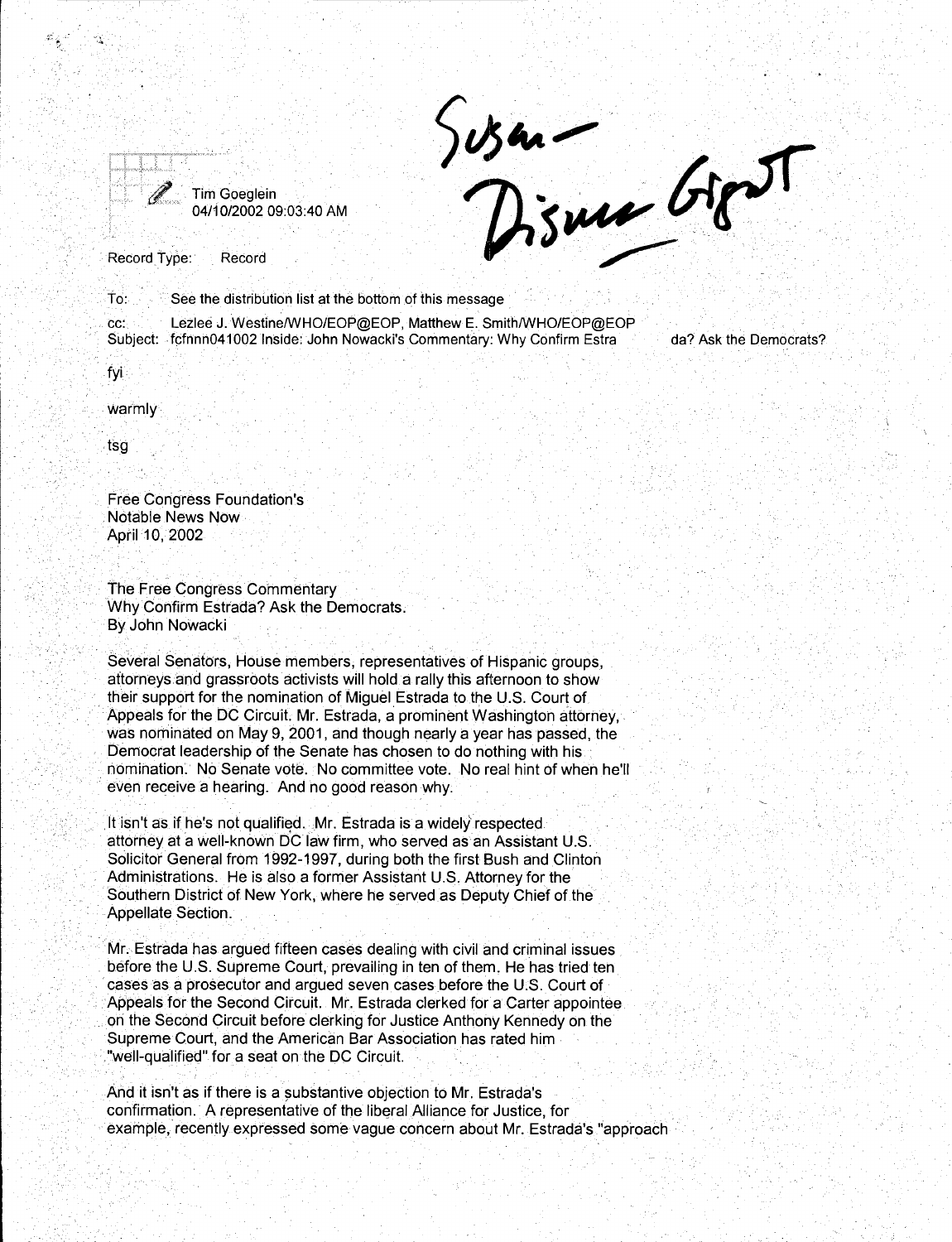Susan — Discuss Grant

Tim Goeglein
04/10/2002 09:03:40 AM

Record Type: Record

To: See the distribution list at the bottom of this message

cc: Lezlee J. Westine/WHO/EOP@EOP, Matthew E. Smith/WHO/EOP@EOP
Subject: fcfnnn041002 Inside: John Nowacki's Commentary: Why Confirm Estrada? Ask the Democrats?

fyi

warmly

tsg

Free Congress Foundation's
Notable News Now
April 10, 2002

The Free Congress Commentary
Why Confirm Estrada? Ask the Democrats.
By John Nowacki

Several Senators, House members, representatives of Hispanic groups, attorneys and grassroots activists will hold a rally this afternoon to show their support for the nomination of Miguel Estrada to the U.S. Court of Appeals for the DC Circuit. Mr. Estrada, a prominent Washington attorney, was nominated on May 9, 2001, and though nearly a year has passed, the Democrat leadership of the Senate has chosen to do nothing with his nomination. No Senate vote. No committee vote. No real hint of when he'll even receive a hearing. And no good reason why.

It isn't as if he's not qualified. Mr. Estrada is a widely respected attorney at a well-known DC law firm, who served as an Assistant U.S. Solicitor General from 1992-1997, during both the first Bush and Clinton Administrations. He is also a former Assistant U.S. Attorney for the Southern District of New York, where he served as Deputy Chief of the Appellate Section.

Mr. Estrada has argued fifteen cases dealing with civil and criminal issues before the U.S. Supreme Court, prevailing in ten of them. He has tried ten cases as a prosecutor and argued seven cases before the U.S. Court of Appeals for the Second Circuit. Mr. Estrada clerked for a Carter appointee on the Second Circuit before clerking for Justice Anthony Kennedy on the Supreme Court, and the American Bar Association has rated him "well-qualified" for a seat on the DC Circuit.

And it isn't as if there is a substantive objection to Mr. Estrada's confirmation. A representative of the liberal Alliance for Justice, for example, recently expressed some vague concern about Mr. Estrada's "approach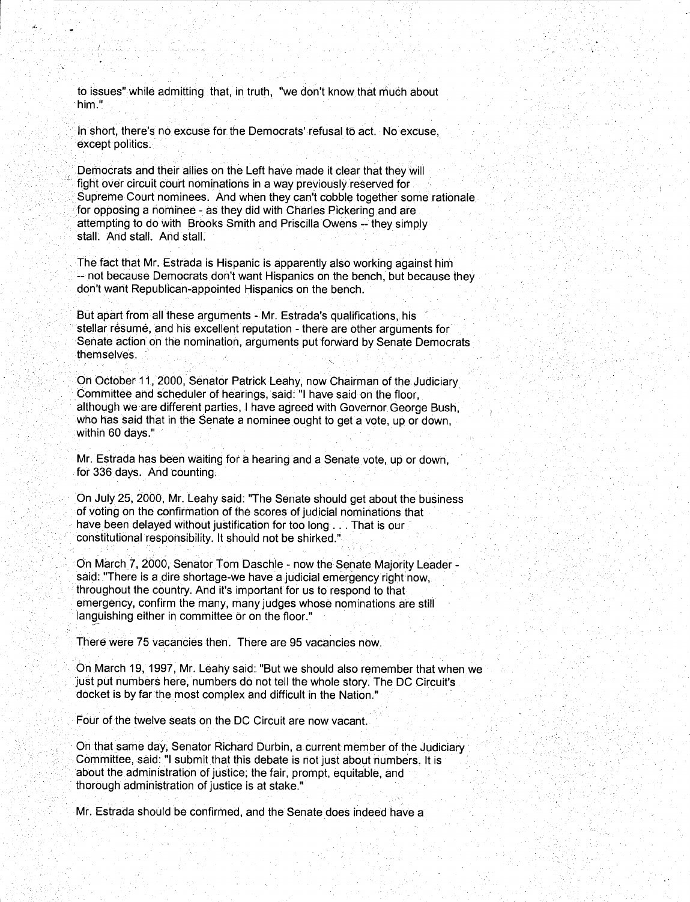to issues" while admitting that, in truth, "we don't know that much about him."

In short, there's no excuse for the Democrats' refusal to act. No excuse, except politics.

Democrats and their allies on the Left have made it clear that they will fight over circuit court nominations in a way previously reserved for Supreme Court nominees. And when they can't cobble together some rationale for opposing a nominee - as they did with Charles Pickering and are attempting to do with Brooks Smith and Priscilla Owens -- they simply stall. And stall. And stall.

The fact that Mr. Estrada is Hispanic is apparently also working against him -- not because Democrats don't want Hispanics on the bench, but because they don't want Republican-appointed Hispanics on the bench.

But apart from all these arguments - Mr. Estrada's qualifications, his stellar résumé, and his excellent reputation - there are other arguments for Senate action on the nomination, arguments put forward by Senate Democrats themselves.

On October 11, 2000, Senator Patrick Leahy, now Chairman of the Judiciary Committee and scheduler of hearings, said: "I have said on the floor, although we are different parties, I have agreed with Governor George Bush, who has said that in the Senate a nominee ought to get a vote, up or down, within 60 days."

Mr. Estrada has been waiting for a hearing and a Senate vote, up or down, for 336 days. And counting.

On July 25, 2000, Mr. Leahy said: "The Senate should get about the business of voting on the confirmation of the scores of judicial nominations that have been delayed without justification for too long . . . That is our constitutional responsibility. It should not be shirked."

On March 7, 2000, Senator Tom Daschle - now the Senate Majority Leader - said: "There is a dire shortage-we have a judicial emergency right now, throughout the country. And it's important for us to respond to that emergency, confirm the many, many judges whose nominations are still languishing either in committee or on the floor."

There were 75 vacancies then. There are 95 vacancies now.

On March 19, 1997, Mr. Leahy said: "But we should also remember that when we just put numbers here, numbers do not tell the whole story. The DC Circuit's docket is by far the most complex and difficult in the Nation."

Four of the twelve seats on the DC Circuit are now vacant.

On that same day, Senator Richard Durbin, a current member of the Judiciary Committee, said: "I submit that this debate is not just about numbers. It is about the administration of justice; the fair, prompt, equitable, and thorough administration of justice is at stake."

Mr. Estrada should be confirmed, and the Senate does indeed have a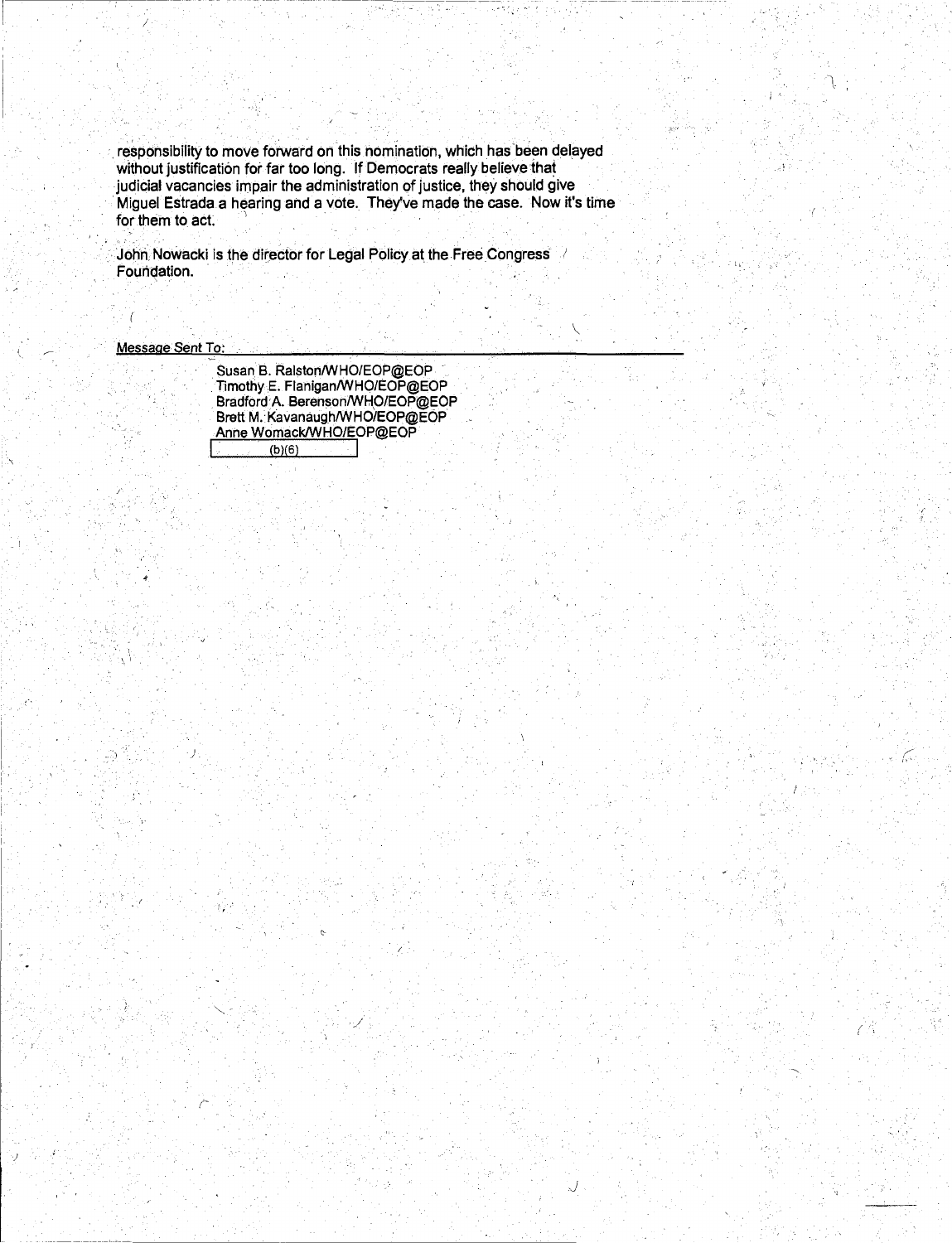responsibility to move forward on this nomination, which has been delayed without justification for far too long. If Democrats really believe that judicial vacancies impair the administration of justice, they should give Miguel Estrada a hearing and a vote. They've made the case. Now it's time for them to act.

John Nowacki is the director for Legal Policy at the Free Congress Foundation.

Message Sent To:

Susan B. Ralston/WHO/EOP@EOP
Timothy E. Flanigan/WHO/EOP@EOP
Bradford A. Berenson/WHO/EOP@EOP
Brett M. Kavanaugh/WHO/EOP@EOP
Anne Womack/WHO/EOP@EOP
(b)(6)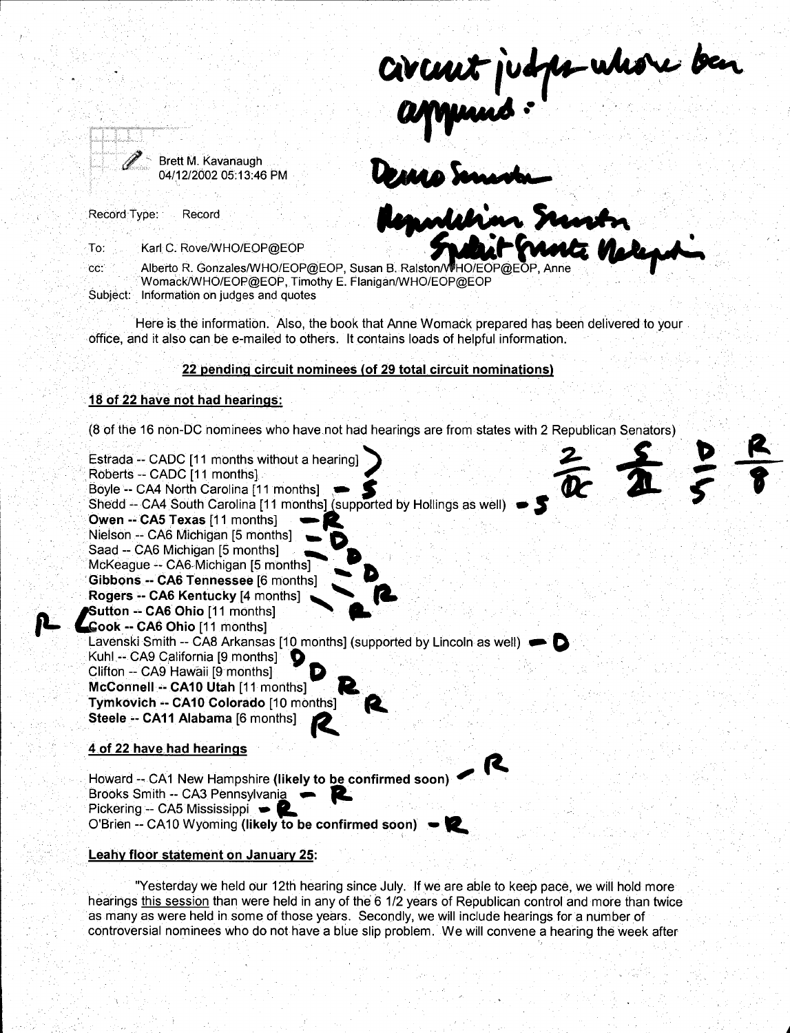circuit judges who've been approved:

Demo Senator

Republican Senator

Split Senate Delegation

Brett M. Kavanaugh
04/12/2002 05:13:46 PM

Record Type: Record

To: Karl C. Rove/WHO/EOP@EOP

cc: Alberto R. Gonzales/WHO/EOP@EOP, Susan B. Ralston/WHO/EOP@EOP, Anne Womack/WHO/EOP@EOP, Timothy E. Flanigan/WHO/EOP@EOP

Subject: Information on judges and quotes

Here is the information. Also, the book that Anne Womack prepared has been delivered to your office, and it also can be e-mailed to others. It contains loads of helpful information.

**22 pending circuit nominees (of 29 total circuit nominations)**

**18 of 22 have not had hearings:**

(8 of the 16 non-DC nominees who have not had hearings are from states with 2 Republican Senators)

2/DC &nbsp;&nbsp; S/2 &nbsp;&nbsp; D/5 &nbsp;&nbsp; R/8

Estrada -- CADC [11 months without a hearing]
Roberts -- CADC [11 months]
Boyle -- CA4 North Carolina [11 months] — S
Shedd -- CA4 South Carolina [11 months] (supported by Hollings as well) — S
**Owen -- CA5 Texas** [11 months] — R
Nielson -- CA6 Michigan [5 months] — D
Saad -- CA6 Michigan [5 months] — D
McKeague -- CA6 Michigan [5 months] — D
**Gibbons -- CA6 Tennessee** [6 months] — R
**Rogers -- CA6 Kentucky** [4 months] — R
R **Sutton -- CA6 Ohio** [11 months]
**Cook -- CA6 Ohio** [11 months]
Lavenski Smith -- CA8 Arkansas [10 months] (supported by Lincoln as well) — D
Kuhl -- CA9 California [9 months] D
Clifton -- CA9 Hawaii [9 months] D
**McConnell -- CA10 Utah** [11 months] R
**Tymkovich -- CA10 Colorado** [10 months] R
**Steele -- CA11 Alabama** [6 months] R

**4 of 22 have had hearings**

Howard -- CA1 New Hampshire **(likely to be confirmed soon)** — R
Brooks Smith -- CA3 Pennsylvania — R
Pickering -- CA5 Mississippi — R
O'Brien -- CA10 Wyoming **(likely to be confirmed soon)** — R

**Leahy floor statement on January 25:**

"Yesterday we held our 12th hearing since July. If we are able to keep pace, we will hold more hearings this session than were held in any of the 6 1/2 years of Republican control and more than twice as many as were held in some of those years. Secondly, we will include hearings for a number of controversial nominees who do not have a blue slip problem. We will convene a hearing the week after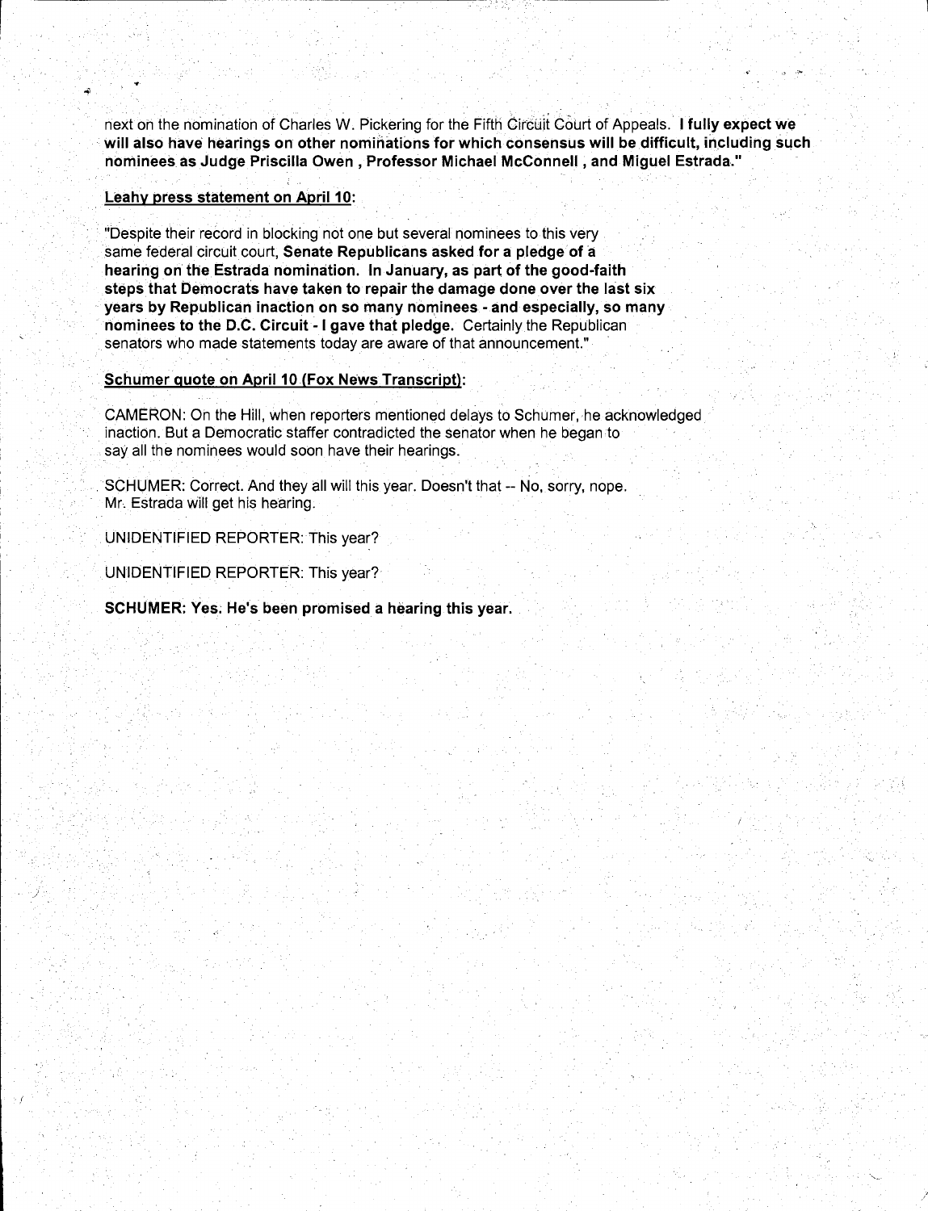next on the nomination of Charles W. Pickering for the Fifth Circuit Court of Appeals. **I fully expect we will also have hearings on other nominations for which consensus will be difficult, including such nominees as Judge Priscilla Owen , Professor Michael McConnell , and Miguel Estrada."**

**Leahy press statement on April 10:**

"Despite their record in blocking not one but several nominees to this very same federal circuit court, **Senate Republicans asked for a pledge of a hearing on the Estrada nomination. In January, as part of the good-faith steps that Democrats have taken to repair the damage done over the last six years by Republican inaction on so many nominees - and especially, so many nominees to the D.C. Circuit - I gave that pledge.** Certainly the Republican senators who made statements today are aware of that announcement."

**Schumer quote on April 10 (Fox News Transcript):**

CAMERON: On the Hill, when reporters mentioned delays to Schumer, he acknowledged inaction. But a Democratic staffer contradicted the senator when he began to say all the nominees would soon have their hearings.

SCHUMER: Correct. And they all will this year. Doesn't that -- No, sorry, nope. Mr. Estrada will get his hearing.

UNIDENTIFIED REPORTER: This year?

UNIDENTIFIED REPORTER: This year?

**SCHUMER: Yes. He's been promised a hearing this year.**